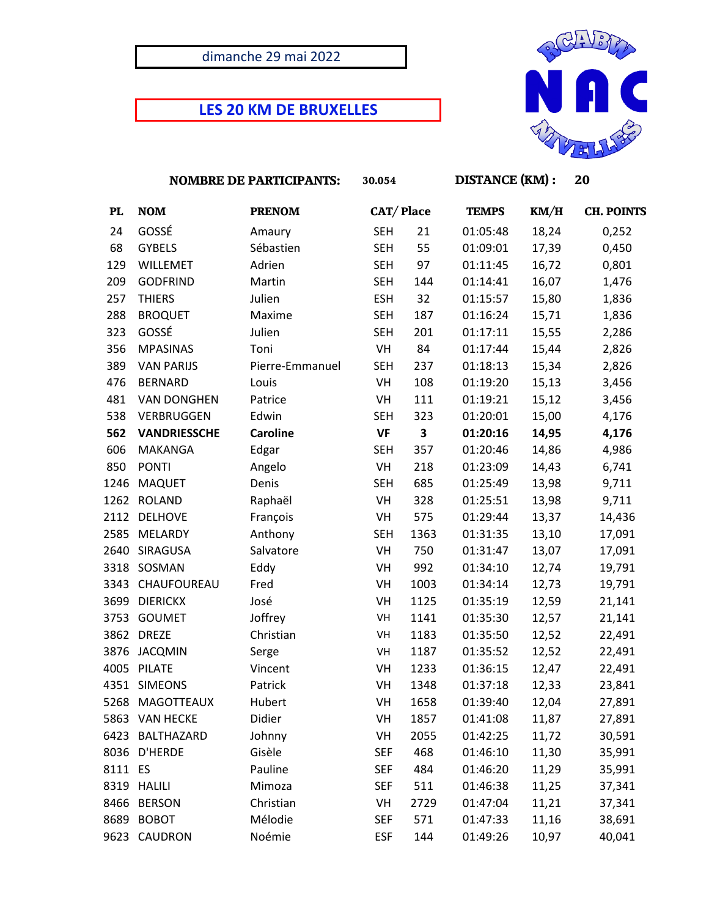dimanche 29 mai 2022

# LES 20 KM DE BRUXELLES

RCABW NAC NIVELLES

**NOMBRE DE PARTICIPANTS:** 30.054 **DISTANCE (KM) :** 20

| PL | NOM | PRENOM | CAT/ | Place | TEMPS | KM/H | CH. POINTS |
|---|---|---|---|---|---|---|---|
| 24 | GOSSÉ | Amaury | SEH | 21 | 01:05:48 | 18,24 | 0,252 |
| 68 | GYBELS | Sébastien | SEH | 55 | 01:09:01 | 17,39 | 0,450 |
| 129 | WILLEMET | Adrien | SEH | 97 | 01:11:45 | 16,72 | 0,801 |
| 209 | GODFRIND | Martin | SEH | 144 | 01:14:41 | 16,07 | 1,476 |
| 257 | THIERS | Julien | ESH | 32 | 01:15:57 | 15,80 | 1,836 |
| 288 | BROQUET | Maxime | SEH | 187 | 01:16:24 | 15,71 | 1,836 |
| 323 | GOSSÉ | Julien | SEH | 201 | 01:17:11 | 15,55 | 2,286 |
| 356 | MPASINAS | Toni | VH | 84 | 01:17:44 | 15,44 | 2,826 |
| 389 | VAN PARIJS | Pierre-Emmanuel | SEH | 237 | 01:18:13 | 15,34 | 2,826 |
| 476 | BERNARD | Louis | VH | 108 | 01:19:20 | 15,13 | 3,456 |
| 481 | VAN DONGHEN | Patrice | VH | 111 | 01:19:21 | 15,12 | 3,456 |
| 538 | VERBRUGGEN | Edwin | SEH | 323 | 01:20:01 | 15,00 | 4,176 |
| **562** | **VANDRIESSCHE** | **Caroline** | **VF** | **3** | **01:20:16** | **14,95** | **4,176** |
| 606 | MAKANGA | Edgar | SEH | 357 | 01:20:46 | 14,86 | 4,986 |
| 850 | PONTI | Angelo | VH | 218 | 01:23:09 | 14,43 | 6,741 |
| 1246 | MAQUET | Denis | SEH | 685 | 01:25:49 | 13,98 | 9,711 |
| 1262 | ROLAND | Raphaël | VH | 328 | 01:25:51 | 13,98 | 9,711 |
| 2112 | DELHOVE | François | VH | 575 | 01:29:44 | 13,37 | 14,436 |
| 2585 | MELARDY | Anthony | SEH | 1363 | 01:31:35 | 13,10 | 17,091 |
| 2640 | SIRAGUSA | Salvatore | VH | 750 | 01:31:47 | 13,07 | 17,091 |
| 3318 | SOSMAN | Eddy | VH | 992 | 01:34:10 | 12,74 | 19,791 |
| 3343 | CHAUFOUREAU | Fred | VH | 1003 | 01:34:14 | 12,73 | 19,791 |
| 3699 | DIERICKX | José | VH | 1125 | 01:35:19 | 12,59 | 21,141 |
| 3753 | GOUMET | Joffrey | VH | 1141 | 01:35:30 | 12,57 | 21,141 |
| 3862 | DREZE | Christian | VH | 1183 | 01:35:50 | 12,52 | 22,491 |
| 3876 | JACQMIN | Serge | VH | 1187 | 01:35:52 | 12,52 | 22,491 |
| 4005 | PILATE | Vincent | VH | 1233 | 01:36:15 | 12,47 | 22,491 |
| 4351 | SIMEONS | Patrick | VH | 1348 | 01:37:18 | 12,33 | 23,841 |
| 5268 | MAGOTTEAUX | Hubert | VH | 1658 | 01:39:40 | 12,04 | 27,891 |
| 5863 | VAN HECKE | Didier | VH | 1857 | 01:41:08 | 11,87 | 27,891 |
| 6423 | BALTHAZARD | Johnny | VH | 2055 | 01:42:25 | 11,72 | 30,591 |
| 8036 | D'HERDE | Gisèle | SEF | 468 | 01:46:10 | 11,30 | 35,991 |
| 8111 | ES | Pauline | SEF | 484 | 01:46:20 | 11,29 | 35,991 |
| 8319 | HALILI | Mimoza | SEF | 511 | 01:46:38 | 11,25 | 37,341 |
| 8466 | BERSON | Christian | VH | 2729 | 01:47:04 | 11,21 | 37,341 |
| 8689 | BOBOT | Mélodie | SEF | 571 | 01:47:33 | 11,16 | 38,691 |
| 9623 | CAUDRON | Noémie | ESF | 144 | 01:49:26 | 10,97 | 40,041 |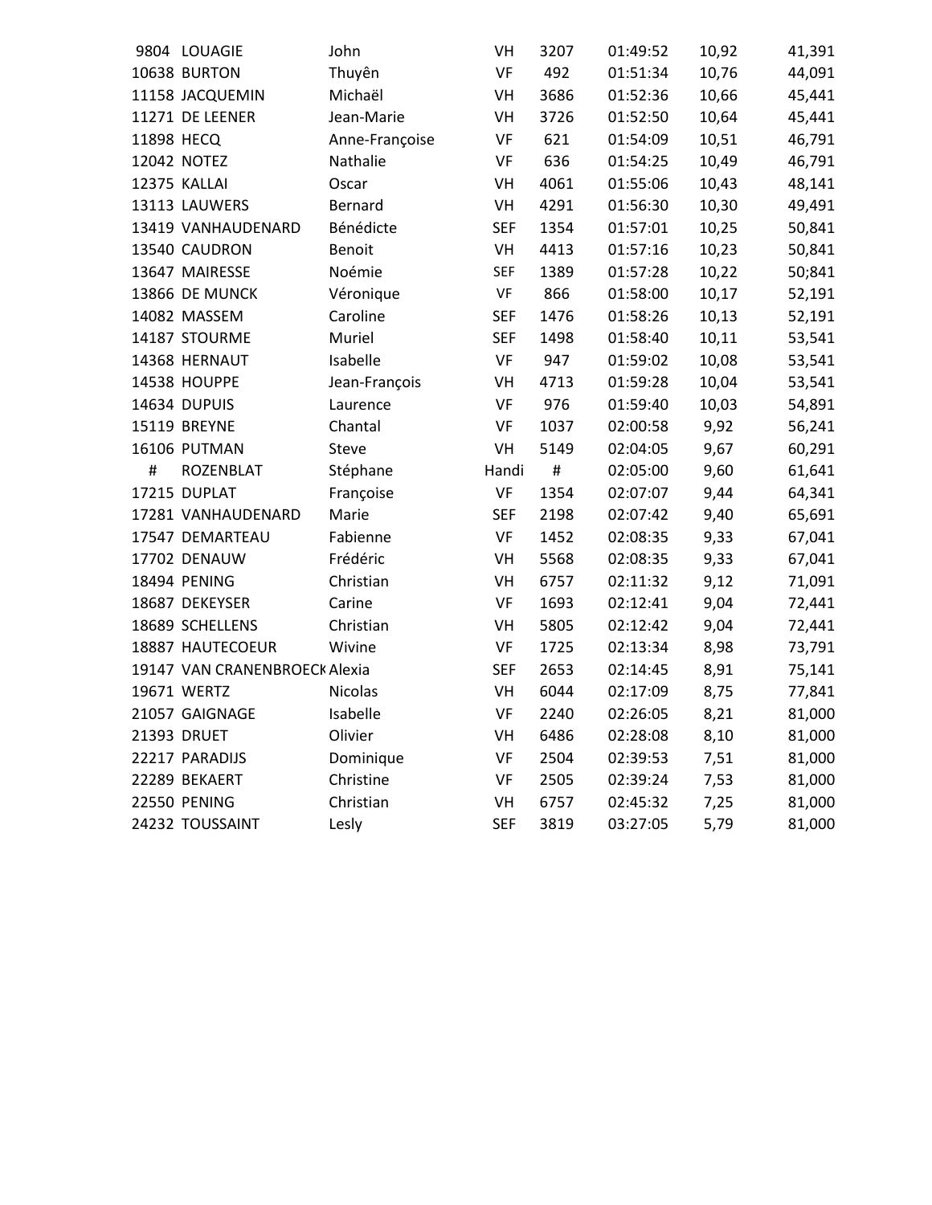| | | | | | | | |
|---|---|---|---|---|---|---|---|
| 9804 | LOUAGIE | John | VH | 3207 | 01:49:52 | 10,92 | 41,391 |
| 10638 | BURTON | Thuyên | VF | 492 | 01:51:34 | 10,76 | 44,091 |
| 11158 | JACQUEMIN | Michaël | VH | 3686 | 01:52:36 | 10,66 | 45,441 |
| 11271 | DE LEENER | Jean-Marie | VH | 3726 | 01:52:50 | 10,64 | 45,441 |
| 11898 | HECQ | Anne-Françoise | VF | 621 | 01:54:09 | 10,51 | 46,791 |
| 12042 | NOTEZ | Nathalie | VF | 636 | 01:54:25 | 10,49 | 46,791 |
| 12375 | KALLAI | Oscar | VH | 4061 | 01:55:06 | 10,43 | 48,141 |
| 13113 | LAUWERS | Bernard | VH | 4291 | 01:56:30 | 10,30 | 49,491 |
| 13419 | VANHAUDENARD | Bénédicte | SEF | 1354 | 01:57:01 | 10,25 | 50,841 |
| 13540 | CAUDRON | Benoit | VH | 4413 | 01:57:16 | 10,23 | 50,841 |
| 13647 | MAIRESSE | Noémie | SEF | 1389 | 01:57:28 | 10,22 | 50;841 |
| 13866 | DE MUNCK | Véronique | VF | 866 | 01:58:00 | 10,17 | 52,191 |
| 14082 | MASSEM | Caroline | SEF | 1476 | 01:58:26 | 10,13 | 52,191 |
| 14187 | STOURME | Muriel | SEF | 1498 | 01:58:40 | 10,11 | 53,541 |
| 14368 | HERNAUT | Isabelle | VF | 947 | 01:59:02 | 10,08 | 53,541 |
| 14538 | HOUPPE | Jean-François | VH | 4713 | 01:59:28 | 10,04 | 53,541 |
| 14634 | DUPUIS | Laurence | VF | 976 | 01:59:40 | 10,03 | 54,891 |
| 15119 | BREYNE | Chantal | VF | 1037 | 02:00:58 | 9,92 | 56,241 |
| 16106 | PUTMAN | Steve | VH | 5149 | 02:04:05 | 9,67 | 60,291 |
| # | ROZENBLAT | Stéphane | Handi | # | 02:05:00 | 9,60 | 61,641 |
| 17215 | DUPLAT | Françoise | VF | 1354 | 02:07:07 | 9,44 | 64,341 |
| 17281 | VANHAUDENARD | Marie | SEF | 2198 | 02:07:42 | 9,40 | 65,691 |
| 17547 | DEMARTEAU | Fabienne | VF | 1452 | 02:08:35 | 9,33 | 67,041 |
| 17702 | DENAUW | Frédéric | VH | 5568 | 02:08:35 | 9,33 | 67,041 |
| 18494 | PENING | Christian | VH | 6757 | 02:11:32 | 9,12 | 71,091 |
| 18687 | DEKEYSER | Carine | VF | 1693 | 02:12:41 | 9,04 | 72,441 |
| 18689 | SCHELLENS | Christian | VH | 5805 | 02:12:42 | 9,04 | 72,441 |
| 18887 | HAUTECOEUR | Wivine | VF | 1725 | 02:13:34 | 8,98 | 73,791 |
| 19147 | VAN CRANENBROECK | Alexia | SEF | 2653 | 02:14:45 | 8,91 | 75,141 |
| 19671 | WERTZ | Nicolas | VH | 6044 | 02:17:09 | 8,75 | 77,841 |
| 21057 | GAIGNAGE | Isabelle | VF | 2240 | 02:26:05 | 8,21 | 81,000 |
| 21393 | DRUET | Olivier | VH | 6486 | 02:28:08 | 8,10 | 81,000 |
| 22217 | PARADIJS | Dominique | VF | 2504 | 02:39:53 | 7,51 | 81,000 |
| 22289 | BEKAERT | Christine | VF | 2505 | 02:39:24 | 7,53 | 81,000 |
| 22550 | PENING | Christian | VH | 6757 | 02:45:32 | 7,25 | 81,000 |
| 24232 | TOUSSAINT | Lesly | SEF | 3819 | 03:27:05 | 5,79 | 81,000 |